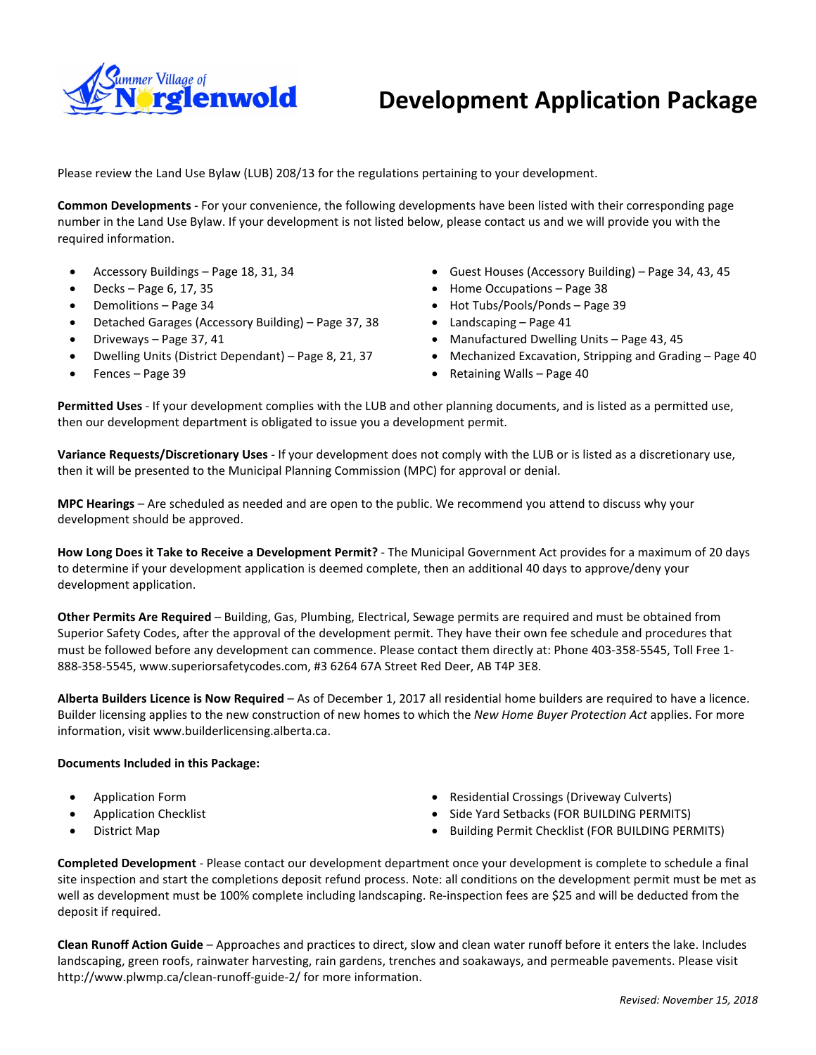Summer Village of Norglenwold

# Development Application Package

Please review the Land Use Bylaw (LUB) 208/13 for the regulations pertaining to your development.

**Common Developments** - For your convenience, the following developments have been listed with their corresponding page number in the Land Use Bylaw. If your development is not listed below, please contact us and we will provide you with the required information.

- Accessory Buildings – Page 18, 31, 34
- Decks – Page 6, 17, 35
- Demolitions – Page 34
- Detached Garages (Accessory Building) – Page 37, 38
- Driveways – Page 37, 41
- Dwelling Units (District Dependant) – Page 8, 21, 37
- Fences – Page 39
- Guest Houses (Accessory Building) – Page 34, 43, 45
- Home Occupations – Page 38
- Hot Tubs/Pools/Ponds – Page 39
- Landscaping – Page 41
- Manufactured Dwelling Units – Page 43, 45
- Mechanized Excavation, Stripping and Grading – Page 40
- Retaining Walls – Page 40

**Permitted Uses** - If your development complies with the LUB and other planning documents, and is listed as a permitted use, then our development department is obligated to issue you a development permit.

**Variance Requests/Discretionary Uses** - If your development does not comply with the LUB or is listed as a discretionary use, then it will be presented to the Municipal Planning Commission (MPC) for approval or denial.

**MPC Hearings** – Are scheduled as needed and are open to the public. We recommend you attend to discuss why your development should be approved.

**How Long Does it Take to Receive a Development Permit?** - The Municipal Government Act provides for a maximum of 20 days to determine if your development application is deemed complete, then an additional 40 days to approve/deny your development application.

**Other Permits Are Required** – Building, Gas, Plumbing, Electrical, Sewage permits are required and must be obtained from Superior Safety Codes, after the approval of the development permit. They have their own fee schedule and procedures that must be followed before any development can commence. Please contact them directly at: Phone 403-358-5545, Toll Free 1-888-358-5545, www.superiorsafetycodes.com, #3 6264 67A Street Red Deer, AB T4P 3E8.

**Alberta Builders Licence is Now Required** – As of December 1, 2017 all residential home builders are required to have a licence. Builder licensing applies to the new construction of new homes to which the *New Home Buyer Protection Act* applies. For more information, visit www.builderlicensing.alberta.ca.

**Documents Included in this Package:**

- Application Form
- Application Checklist
- District Map
- Residential Crossings (Driveway Culverts)
- Side Yard Setbacks (FOR BUILDING PERMITS)
- Building Permit Checklist (FOR BUILDING PERMITS)

**Completed Development** - Please contact our development department once your development is complete to schedule a final site inspection and start the completions deposit refund process. Note: all conditions on the development permit must be met as well as development must be 100% complete including landscaping. Re-inspection fees are $25 and will be deducted from the deposit if required.

**Clean Runoff Action Guide** – Approaches and practices to direct, slow and clean water runoff before it enters the lake. Includes landscaping, green roofs, rainwater harvesting, rain gardens, trenches and soakaways, and permeable pavements. Please visit http://www.plwmp.ca/clean-runoff-guide-2/ for more information.

*Revised: November 15, 2018*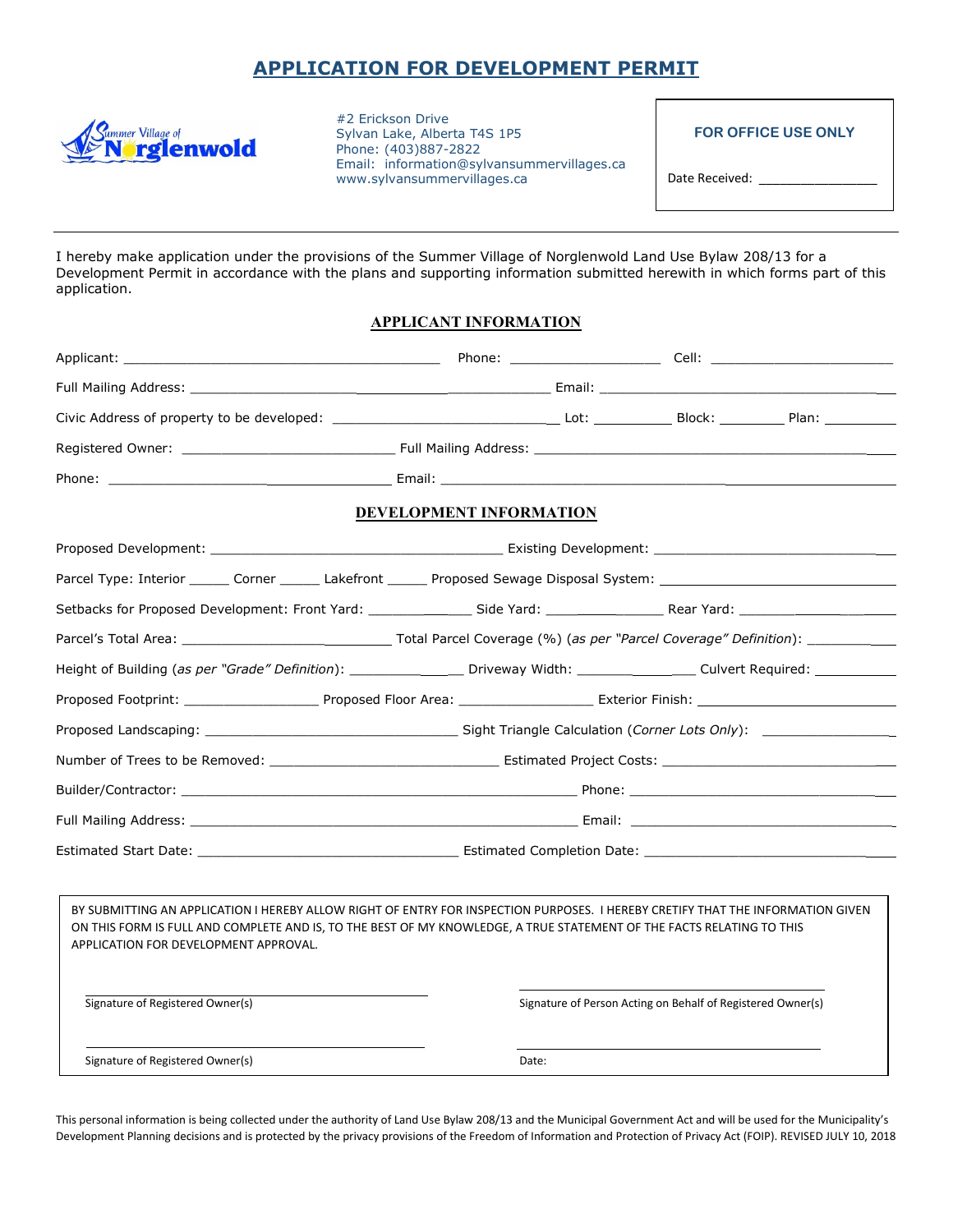# APPLICATION FOR DEVELOPMENT PERMIT

#2 Erickson Drive
Sylvan Lake, Alberta T4S 1P5
Phone: (403)887-2822
Email: information@sylvansummervillages.ca
www.sylvansummervillages.ca

**FOR OFFICE USE ONLY**

Date Received: ________________

---

I hereby make application under the provisions of the Summer Village of Norglenwold Land Use Bylaw 208/13 for a Development Permit in accordance with the plans and supporting information submitted herewith in which forms part of this application.

## APPLICANT INFORMATION

Applicant: ________________________________________ Phone: ___________________ Cell: _______________________

Full Mailing Address: ________________________________________________ Email: ________________________________________

Civic Address of property to be developed: ____________________________ Lot: __________ Block: _________ Plan: _________

Registered Owner: ___________________________ Full Mailing Address: __________________________________________

Phone: ____________________________________ Email: ________________________________________________________

## DEVELOPMENT INFORMATION

Proposed Development: _____________________________________ Existing Development: ______________________________

Parcel Type: Interior _____ Corner _____ Lakefront _____ Proposed Sewage Disposal System: ____________________________

Setbacks for Proposed Development: Front Yard: _____________ Side Yard: _______________ Rear Yard: ___________________

Parcel's Total Area: __________________________ Total Parcel Coverage (%) (*as per "Parcel Coverage" Definition*): ____________

Height of Building (*as per "Grade" Definition*): ________________ Driveway Width: _______________ Culvert Required: __________

Proposed Footprint: _________________ Proposed Floor Area: _________________ Exterior Finish: _________________________

Proposed Landscaping: ________________________________ Sight Triangle Calculation (*Corner Lots Only*): ________________

Number of Trees to be Removed: _____________________________ Estimated Project Costs: _____________________________

Builder/Contractor: __________________________________________________ Phone: _________________________________

Full Mailing Address: ________________________________________________ Email: _________________________________

Estimated Start Date: _________________________________ Estimated Completion Date: _____________________________

---

BY SUBMITTING AN APPLICATION I HEREBY ALLOW RIGHT OF ENTRY FOR INSPECTION PURPOSES. I HEREBY CRETIFY THAT THE INFORMATION GIVEN ON THIS FORM IS FULL AND COMPLETE AND IS, TO THE BEST OF MY KNOWLEDGE, A TRUE STATEMENT OF THE FACTS RELATING TO THIS APPLICATION FOR DEVELOPMENT APPROVAL.

______________________________________
Signature of Registered Owner(s)

______________________________________
Signature of Person Acting on Behalf of Registered Owner(s)

______________________________________
Signature of Registered Owner(s)

______________________________________
Date:

---

This personal information is being collected under the authority of Land Use Bylaw 208/13 and the Municipal Government Act and will be used for the Municipality's Development Planning decisions and is protected by the privacy provisions of the Freedom of Information and Protection of Privacy Act (FOIP). REVISED JULY 10, 2018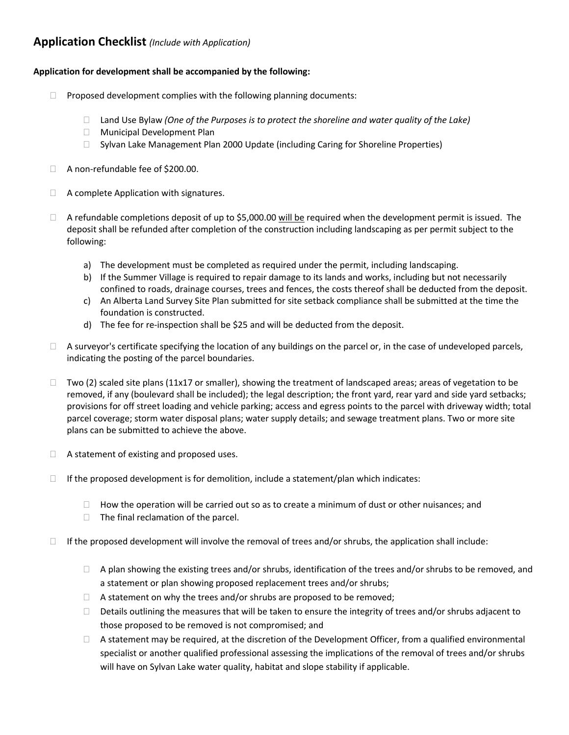## **Application Checklist** *(Include with Application)*

**Application for development shall be accompanied by the following:**

- ☐ Proposed development complies with the following planning documents:
  - ☐ Land Use Bylaw *(One of the Purposes is to protect the shoreline and water quality of the Lake)*
  - ☐ Municipal Development Plan
  - ☐ Sylvan Lake Management Plan 2000 Update (including Caring for Shoreline Properties)

- ☐ A non-refundable fee of $200.00.

- ☐ A complete Application with signatures.

- ☐ A refundable completions deposit of up to $5,000.00 <u>will be</u> required when the development permit is issued. The deposit shall be refunded after completion of the construction including landscaping as per permit subject to the following:
  a) The development must be completed as required under the permit, including landscaping.
  b) If the Summer Village is required to repair damage to its lands and works, including but not necessarily confined to roads, drainage courses, trees and fences, the costs thereof shall be deducted from the deposit.
  c) An Alberta Land Survey Site Plan submitted for site setback compliance shall be submitted at the time the foundation is constructed.
  d) The fee for re-inspection shall be $25 and will be deducted from the deposit.

- ☐ A surveyor's certificate specifying the location of any buildings on the parcel or, in the case of undeveloped parcels, indicating the posting of the parcel boundaries.

- ☐ Two (2) scaled site plans (11x17 or smaller), showing the treatment of landscaped areas; areas of vegetation to be removed, if any (boulevard shall be included); the legal description; the front yard, rear yard and side yard setbacks; provisions for off street loading and vehicle parking; access and egress points to the parcel with driveway width; total parcel coverage; storm water disposal plans; water supply details; and sewage treatment plans. Two or more site plans can be submitted to achieve the above.

- ☐ A statement of existing and proposed uses.

- ☐ If the proposed development is for demolition, include a statement/plan which indicates:
  - ☐ How the operation will be carried out so as to create a minimum of dust or other nuisances; and
  - ☐ The final reclamation of the parcel.

- ☐ If the proposed development will involve the removal of trees and/or shrubs, the application shall include:
  - ☐ A plan showing the existing trees and/or shrubs, identification of the trees and/or shrubs to be removed, and a statement or plan showing proposed replacement trees and/or shrubs;
  - ☐ A statement on why the trees and/or shrubs are proposed to be removed;
  - ☐ Details outlining the measures that will be taken to ensure the integrity of trees and/or shrubs adjacent to those proposed to be removed is not compromised; and
  - ☐ A statement may be required, at the discretion of the Development Officer, from a qualified environmental specialist or another qualified professional assessing the implications of the removal of trees and/or shrubs will have on Sylvan Lake water quality, habitat and slope stability if applicable.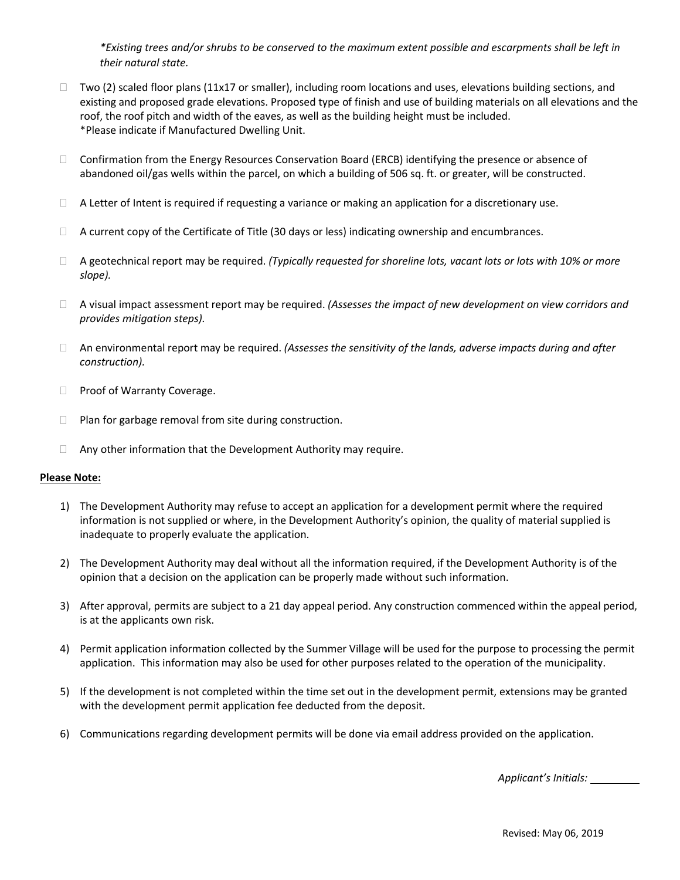*\*Existing trees and/or shrubs to be conserved to the maximum extent possible and escarpments shall be left in their natural state.*

- ☐ Two (2) scaled floor plans (11x17 or smaller), including room locations and uses, elevations building sections, and existing and proposed grade elevations. Proposed type of finish and use of building materials on all elevations and the roof, the roof pitch and width of the eaves, as well as the building height must be included.
  *Please indicate if Manufactured Dwelling Unit.

- ☐ Confirmation from the Energy Resources Conservation Board (ERCB) identifying the presence or absence of abandoned oil/gas wells within the parcel, on which a building of 506 sq. ft. or greater, will be constructed.

- ☐ A Letter of Intent is required if requesting a variance or making an application for a discretionary use.

- ☐ A current copy of the Certificate of Title (30 days or less) indicating ownership and encumbrances.

- ☐ A geotechnical report may be required. *(Typically requested for shoreline lots, vacant lots or lots with 10% or more slope).*

- ☐ A visual impact assessment report may be required. *(Assesses the impact of new development on view corridors and provides mitigation steps).*

- ☐ An environmental report may be required. *(Assesses the sensitivity of the lands, adverse impacts during and after construction).*

- ☐ Proof of Warranty Coverage.

- ☐ Plan for garbage removal from site during construction.

- ☐ Any other information that the Development Authority may require.

**Please Note:**

1) The Development Authority may refuse to accept an application for a development permit where the required information is not supplied or where, in the Development Authority's opinion, the quality of material supplied is inadequate to properly evaluate the application.

2) The Development Authority may deal without all the information required, if the Development Authority is of the opinion that a decision on the application can be properly made without such information.

3) After approval, permits are subject to a 21 day appeal period. Any construction commenced within the appeal period, is at the applicants own risk.

4) Permit application information collected by the Summer Village will be used for the purpose to processing the permit application. This information may also be used for other purposes related to the operation of the municipality.

5) If the development is not completed within the time set out in the development permit, extensions may be granted with the development permit application fee deducted from the deposit.

6) Communications regarding development permits will be done via email address provided on the application.

*Applicant's Initials:* ________

Revised: May 06, 2019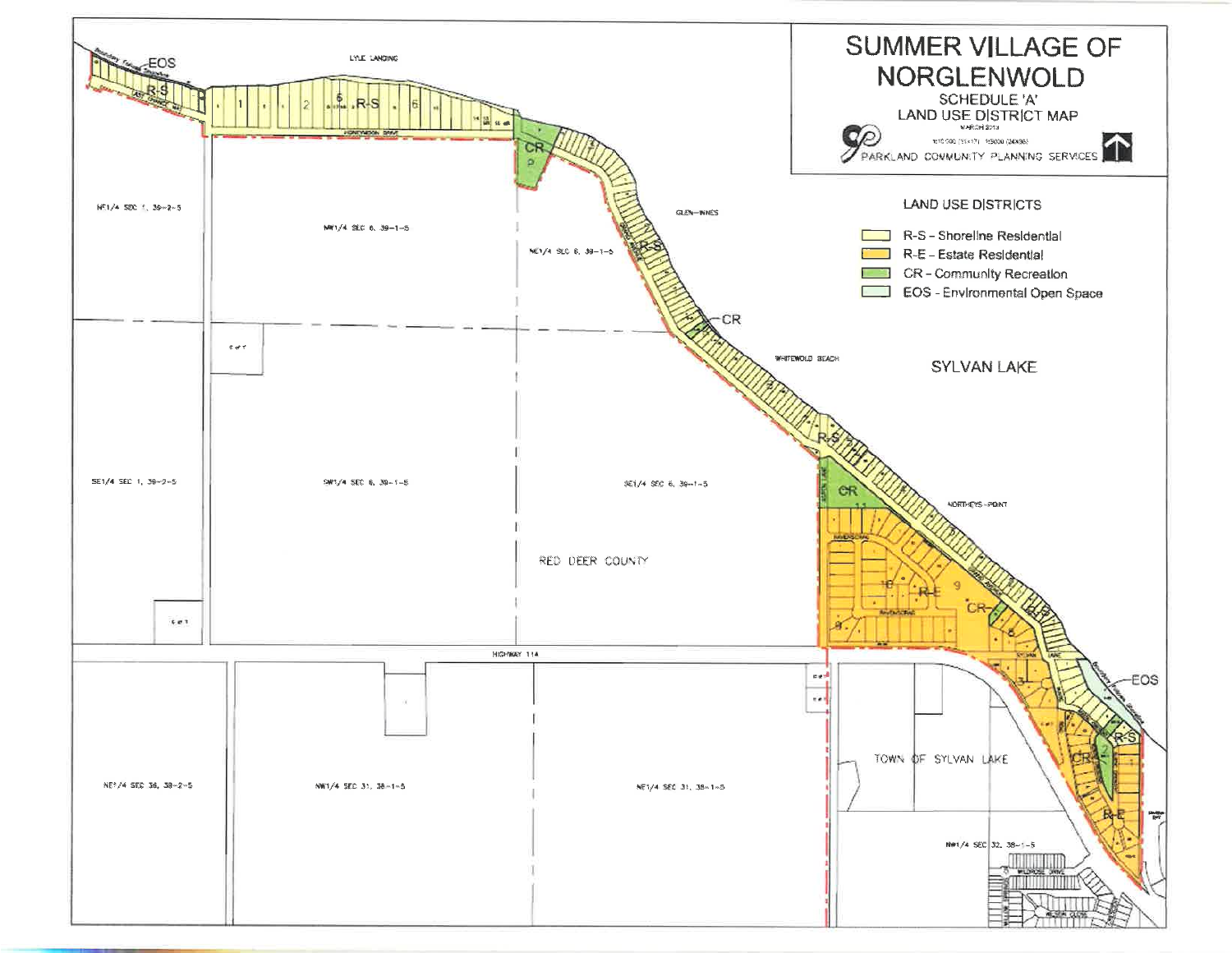# SUMMER VILLAGE OF NORGLENWOLD

SCHEDULE 'A'

LAND USE DISTRICT MAP

MARCH 2013

PARKLAND COMMUNITY PLANNING SERVICES

## LAND USE DISTRICTS

- R-S - Shoreline Residential
- R-E - Estate Residential
- CR - Community Recreation
- EOS - Environmental Open Space

SYLVAN LAKE

RED DEER COUNTY

TOWN OF SYLVAN LAKE

HIGHWAY 11A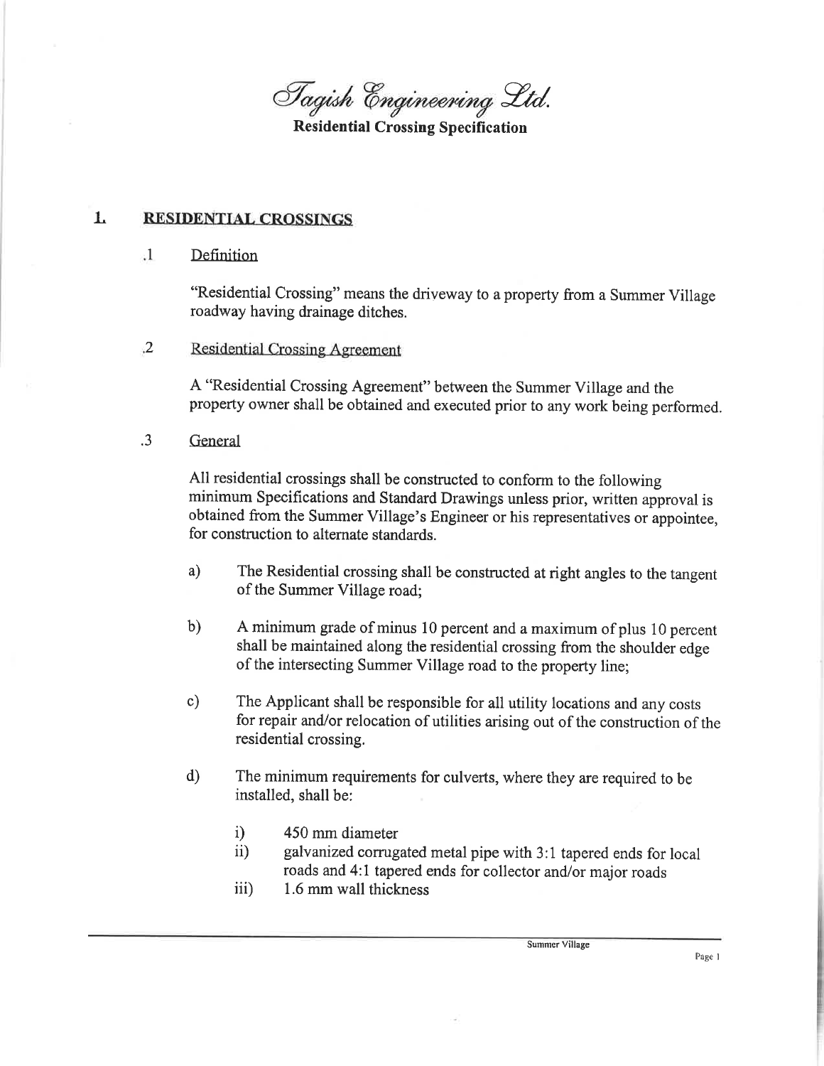*Tagish Engineering Ltd.*

**Residential Crossing Specification**

# 1. RESIDENTIAL CROSSINGS

## .1 Definition

"Residential Crossing" means the driveway to a property from a Summer Village roadway having drainage ditches.

## .2 Residential Crossing Agreement

A "Residential Crossing Agreement" between the Summer Village and the property owner shall be obtained and executed prior to any work being performed.

## .3 General

All residential crossings shall be constructed to conform to the following minimum Specifications and Standard Drawings unless prior, written approval is obtained from the Summer Village's Engineer or his representatives or appointee, for construction to alternate standards.

a) The Residential crossing shall be constructed at right angles to the tangent of the Summer Village road;

b) A minimum grade of minus 10 percent and a maximum of plus 10 percent shall be maintained along the residential crossing from the shoulder edge of the intersecting Summer Village road to the property line;

c) The Applicant shall be responsible for all utility locations and any costs for repair and/or relocation of utilities arising out of the construction of the residential crossing.

d) The minimum requirements for culverts, where they are required to be installed, shall be:

   i) 450 mm diameter
   
   ii) galvanized corrugated metal pipe with 3:1 tapered ends for local roads and 4:1 tapered ends for collector and/or major roads
   
   iii) 1.6 mm wall thickness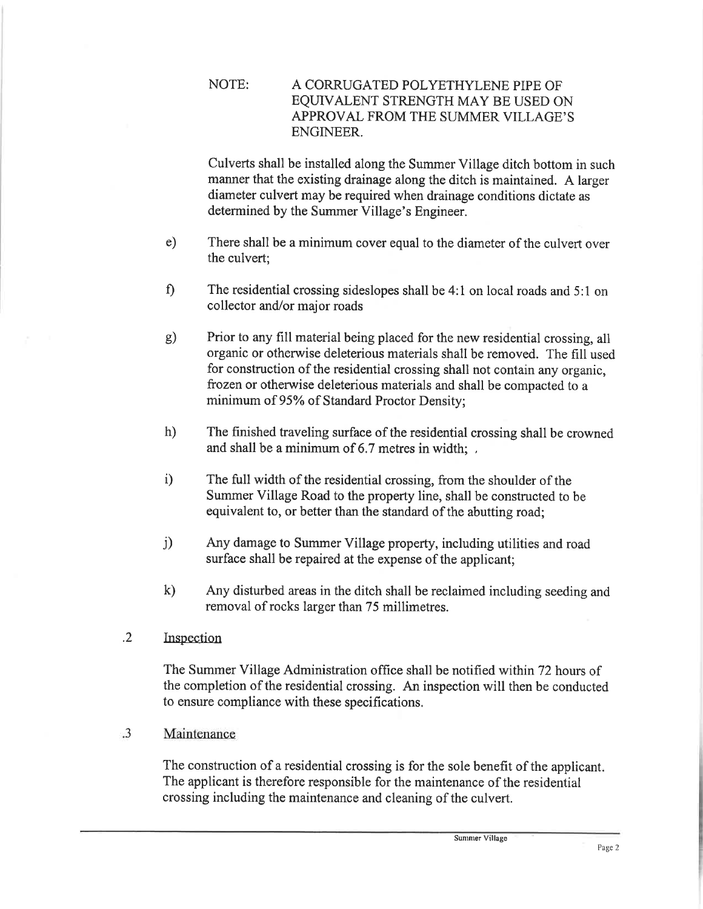NOTE: A CORRUGATED POLYETHYLENE PIPE OF EQUIVALENT STRENGTH MAY BE USED ON APPROVAL FROM THE SUMMER VILLAGE'S ENGINEER.

Culverts shall be installed along the Summer Village ditch bottom in such manner that the existing drainage along the ditch is maintained. A larger diameter culvert may be required when drainage conditions dictate as determined by the Summer Village's Engineer.

e) There shall be a minimum cover equal to the diameter of the culvert over the culvert;

f) The residential crossing sideslopes shall be 4:1 on local roads and 5:1 on collector and/or major roads

g) Prior to any fill material being placed for the new residential crossing, all organic or otherwise deleterious materials shall be removed. The fill used for construction of the residential crossing shall not contain any organic, frozen or otherwise deleterious materials and shall be compacted to a minimum of 95% of Standard Proctor Density;

h) The finished traveling surface of the residential crossing shall be crowned and shall be a minimum of 6.7 metres in width;

i) The full width of the residential crossing, from the shoulder of the Summer Village Road to the property line, shall be constructed to be equivalent to, or better than the standard of the abutting road;

j) Any damage to Summer Village property, including utilities and road surface shall be repaired at the expense of the applicant;

k) Any disturbed areas in the ditch shall be reclaimed including seeding and removal of rocks larger than 75 millimetres.

.2 Inspection

The Summer Village Administration office shall be notified within 72 hours of the completion of the residential crossing. An inspection will then be conducted to ensure compliance with these specifications.

.3 Maintenance

The construction of a residential crossing is for the sole benefit of the applicant. The applicant is therefore responsible for the maintenance of the residential crossing including the maintenance and cleaning of the culvert.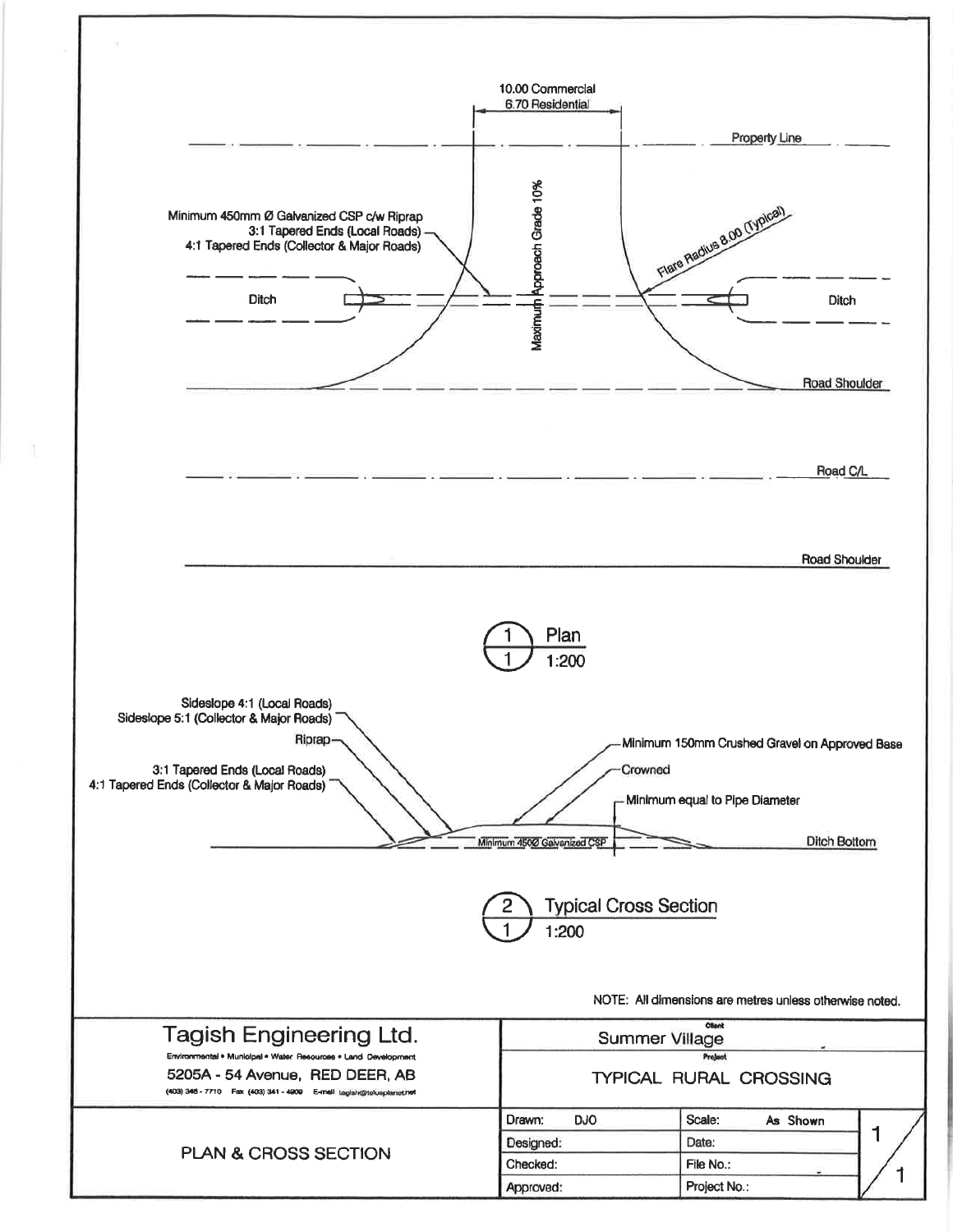10.00 Commercial
6.70 Residential

Property Line

Minimum 450mm Ø Galvanized CSP c/w Riprap
3:1 Tapered Ends (Local Roads)
4:1 Tapered Ends (Collector & Major Roads)

Maximum Approach Grade 10%

Flare Radius 8.00 (Typical)

Ditch

Ditch

Road Shoulder

Road C/L

Road Shoulder

1 / 1 Plan
1:200

Sideslope 4:1 (Local Roads)
Sideslope 5:1 (Collector & Major Roads)

Riprap

3:1 Tapered Ends (Local Roads)
4:1 Tapered Ends (Collector & Major Roads)

Minimum 150mm Crushed Gravel on Approved Base

Crowned

Minimum equal to Pipe Diameter

Minimum 450Ø Galvanized CSP

Ditch Bottom

2 / 1 Typical Cross Section
1:200

NOTE: All dimensions are metres unless otherwise noted.

| Tagish Engineering Ltd.<br>Environmental • Municipal • Water Resources • Land Development<br>5205A - 54 Avenue, RED DEER, AB<br>(403) 346 - 7710 Fax (403) 341 - 4909 E-mail tagish@telusplanet.net | Client: Summer Village<br>Project: TYPICAL RURAL CROSSING | | |
|---|---|---|---|
| PLAN & CROSS SECTION | Drawn: DJO | Scale: As Shown | 1 / 1 |
| | Designed: | Date: | |
| | Checked: | File No.: | |
| | Approved: | Project No.: | |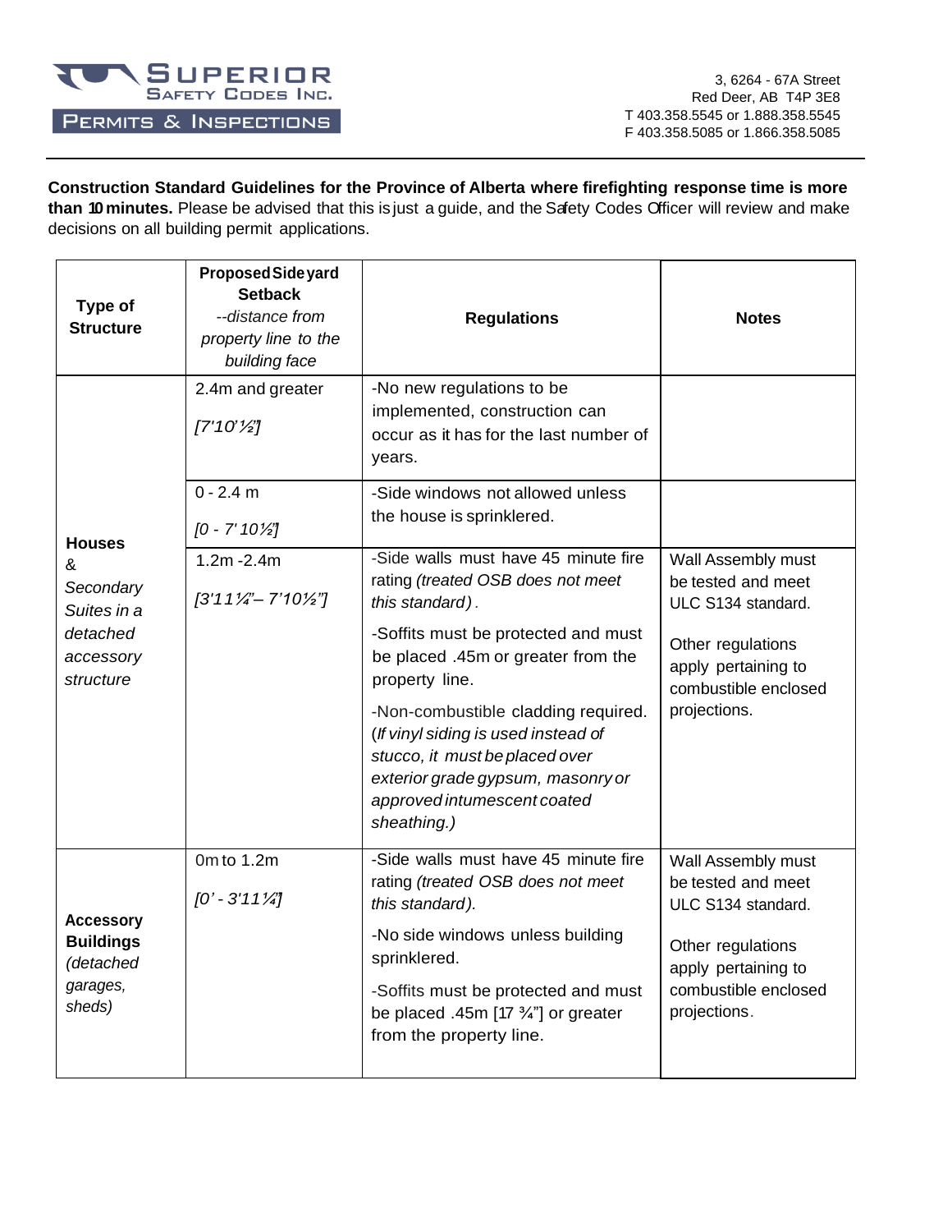**Superior Safety Codes Inc.**
**Permits & Inspections**

3, 6264 - 67A Street
Red Deer, AB T4P 3E8
T 403.358.5545 or 1.888.358.5545
F 403.358.5085 or 1.866.358.5085

**Construction Standard Guidelines for the Province of Alberta where firefighting response time is more than 10 minutes.** Please be advised that this is just a guide, and the Safety Codes Officer will review and make decisions on all building permit applications.

| Type of Structure | **Proposed Side yard Setback** *--distance from property line to the building face* | Regulations | Notes |
|---|---|---|---|
| **Houses** & *Secondary Suites in a detached accessory structure* | 2.4m and greater *[7'10'½"]* | -No new regulations to be implemented, construction can occur as it has for the last number of years. | |
| | 0 - 2.4 m *[0 - 7' 10½"]* | -Side windows not allowed unless the house is sprinklered. | |
| | 1.2m -2.4m *[3'11¼"– 7'10½"]* | -Side walls must have 45 minute fire rating *(treated OSB does not meet this standard)*.<br>-Soffits must be protected and must be placed .45m or greater from the property line.<br>-Non-combustible cladding required. *(If vinyl siding is used instead of stucco, it must be placed over exterior grade gypsum, masonry or approved intumescent coated sheathing.)* | Wall Assembly must be tested and meet ULC S134 standard.<br>Other regulations apply pertaining to combustible enclosed projections. |
| **Accessory Buildings** *(detached garages, sheds)* | 0m to 1.2m *[0' - 3'11¼"]* | -Side walls must have 45 minute fire rating *(treated OSB does not meet this standard)*.<br>-No side windows unless building sprinklered.<br>-Soffits must be protected and must be placed .45m [17 ¾"] or greater from the property line. | Wall Assembly must be tested and meet ULC S134 standard.<br>Other regulations apply pertaining to combustible enclosed projections. |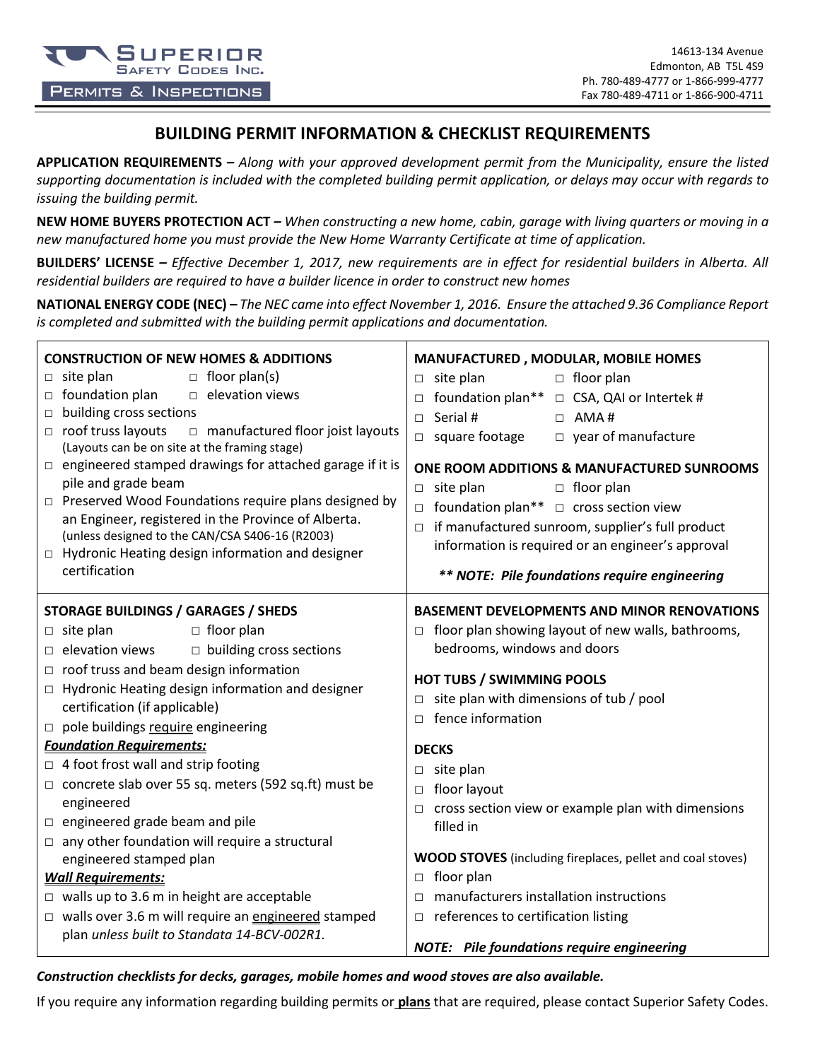SUPERIOR SAFETY CODES INC.

PERMITS & INSPECTIONS

14613-134 Avenue
Edmonton, AB T5L 4S9
Ph. 780-489-4777 or 1-866-999-4777
Fax 780-489-4711 or 1-866-900-4711

# BUILDING PERMIT INFORMATION & CHECKLIST REQUIREMENTS

**APPLICATION REQUIREMENTS –** *Along with your approved development permit from the Municipality, ensure the listed supporting documentation is included with the completed building permit application, or delays may occur with regards to issuing the building permit.*

**NEW HOME BUYERS PROTECTION ACT –** *When constructing a new home, cabin, garage with living quarters or moving in a new manufactured home you must provide the New Home Warranty Certificate at time of application.*

**BUILDERS' LICENSE –** *Effective December 1, 2017, new requirements are in effect for residential builders in Alberta. All residential builders are required to have a builder licence in order to construct new homes*

**NATIONAL ENERGY CODE (NEC) –** *The NEC came into effect November 1, 2016. Ensure the attached 9.36 Compliance Report is completed and submitted with the building permit applications and documentation.*

**CONSTRUCTION OF NEW HOMES & ADDITIONS**

- □ site plan
- □ floor plan(s)
- □ foundation plan
- □ elevation views
- □ building cross sections
- □ roof truss layouts
- □ manufactured floor joist layouts
  (Layouts can be on site at the framing stage)
- □ engineered stamped drawings for attached garage if it is pile and grade beam
- □ Preserved Wood Foundations require plans designed by an Engineer, registered in the Province of Alberta. (unless designed to the CAN/CSA S406-16 (R2003)
- □ Hydronic Heating design information and designer certification

**MANUFACTURED , MODULAR, MOBILE HOMES**

- □ site plan
- □ floor plan
- □ foundation plan**
- □ CSA, QAI or Intertek #
- □ Serial #
- □ AMA #
- □ square footage
- □ year of manufacture

**ONE ROOM ADDITIONS & MANUFACTURED SUNROOMS**

- □ site plan
- □ floor plan
- □ foundation plan**
- □ cross section view
- □ if manufactured sunroom, supplier's full product information is required or an engineer's approval

***** NOTE: Pile foundations require engineering***

**STORAGE BUILDINGS / GARAGES / SHEDS**

- □ site plan
- □ floor plan
- □ elevation views
- □ building cross sections
- □ roof truss and beam design information
- □ Hydronic Heating design information and designer certification (if applicable)
- □ pole buildings require engineering

***Foundation Requirements:***

- □ 4 foot frost wall and strip footing
- □ concrete slab over 55 sq. meters (592 sq.ft) must be engineered
- □ engineered grade beam and pile
- □ any other foundation will require a structural engineered stamped plan

***Wall Requirements:***

- □ walls up to 3.6 m in height are acceptable
- □ walls over 3.6 m will require an engineered stamped plan *unless built to Standata 14-BCV-002R1.*

**BASEMENT DEVELOPMENTS AND MINOR RENOVATIONS**

- □ floor plan showing layout of new walls, bathrooms, bedrooms, windows and doors

**HOT TUBS / SWIMMING POOLS**

- □ site plan with dimensions of tub / pool
- □ fence information

**DECKS**

- □ site plan
- □ floor layout
- □ cross section view or example plan with dimensions filled in

**WOOD STOVES** (including fireplaces, pellet and coal stoves)

- □ floor plan
- □ manufacturers installation instructions
- □ references to certification listing

***NOTE: Pile foundations require engineering***

***Construction checklists for decks, garages, mobile homes and wood stoves are also available.***

If you require any information regarding building permits or **plans** that are required, please contact Superior Safety Codes.